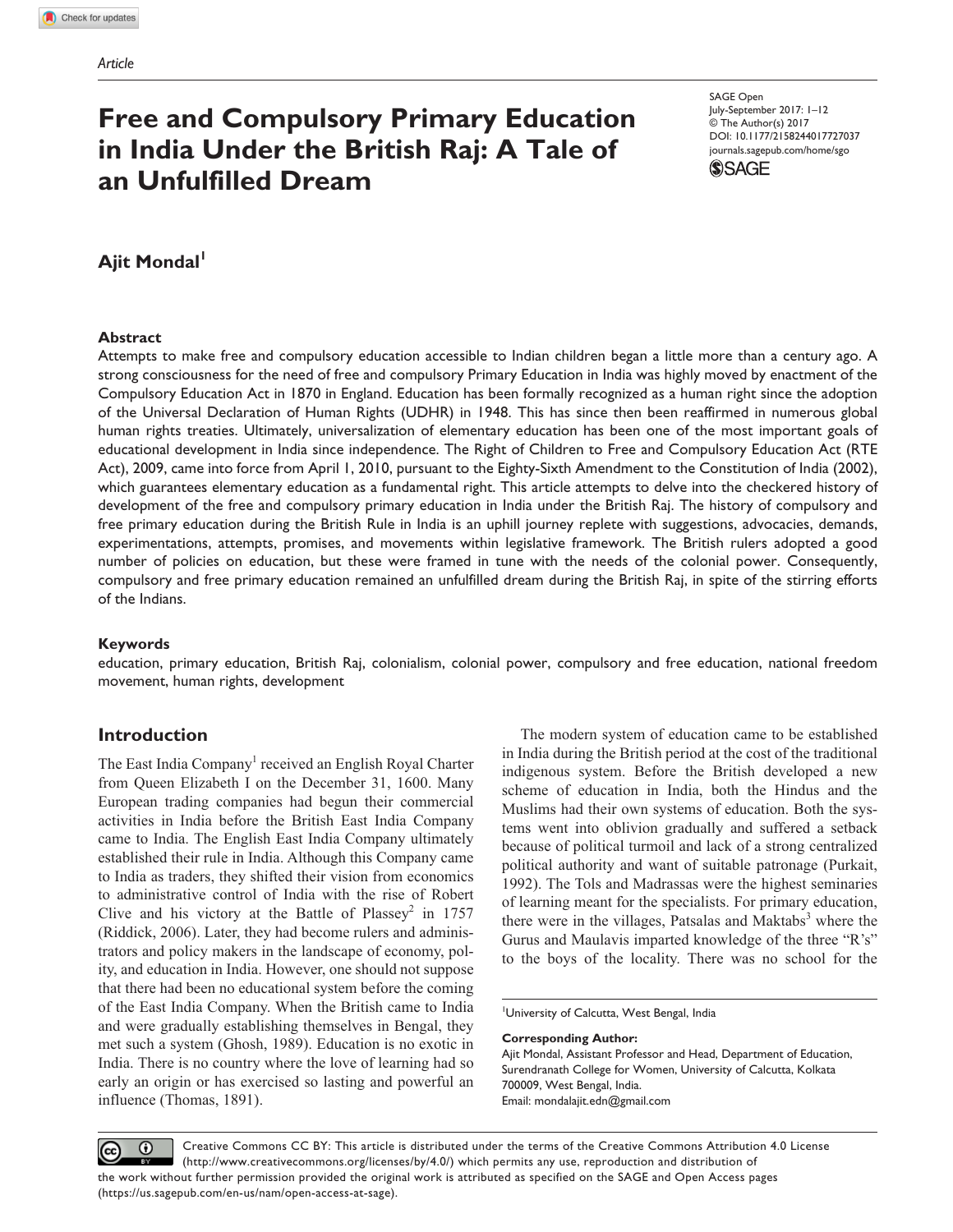Article

# Free and Compulsory Primary Education in India Under the British Raj: A Tale of an Unfulfilled Dream

SAGE Open
July-September 2017: 1–12
© The Author(s) 2017
DOI: 10.1177/2158244017727037
journals.sagepub.com/home/sgo

**Ajit Mondal**[1]

### Abstract

Attempts to make free and compulsory education accessible to Indian children began a little more than a century ago. A strong consciousness for the need of free and compulsory Primary Education in India was highly moved by enactment of the Compulsory Education Act in 1870 in England. Education has been formally recognized as a human right since the adoption of the Universal Declaration of Human Rights (UDHR) in 1948. This has since then been reaffirmed in numerous global human rights treaties. Ultimately, universalization of elementary education has been one of the most important goals of educational development in India since independence. The Right of Children to Free and Compulsory Education Act (RTE Act), 2009, came into force from April 1, 2010, pursuant to the Eighty-Sixth Amendment to the Constitution of India (2002), which guarantees elementary education as a fundamental right. This article attempts to delve into the checkered history of development of the free and compulsory primary education in India under the British Raj. The history of compulsory and free primary education during the British Rule in India is an uphill journey replete with suggestions, advocacies, demands, experimentations, attempts, promises, and movements within legislative framework. The British rulers adopted a good number of policies on education, but these were framed in tune with the needs of the colonial power. Consequently, compulsory and free primary education remained an unfulfilled dream during the British Raj, in spite of the stirring efforts of the Indians.

### Keywords

education, primary education, British Raj, colonialism, colonial power, compulsory and free education, national freedom movement, human rights, development

## Introduction

The East India Company[1] received an English Royal Charter from Queen Elizabeth I on the December 31, 1600. Many European trading companies had begun their commercial activities in India before the British East India Company came to India. The English East India Company ultimately established their rule in India. Although this Company came to India as traders, they shifted their vision from economics to administrative control of India with the rise of Robert Clive and his victory at the Battle of Plassey[2] in 1757 (Riddick, 2006). Later, they had become rulers and administrators and policy makers in the landscape of economy, polity, and education in India. However, one should not suppose that there had been no educational system before the coming of the East India Company. When the British came to India and were gradually establishing themselves in Bengal, they met such a system (Ghosh, 1989). Education is no exotic in India. There is no country where the love of learning had so early an origin or has exercised so lasting and powerful an influence (Thomas, 1891).

The modern system of education came to be established in India during the British period at the cost of the traditional indigenous system. Before the British developed a new scheme of education in India, both the Hindus and the Muslims had their own systems of education. Both the systems went into oblivion gradually and suffered a setback because of political turmoil and lack of a strong centralized political authority and want of suitable patronage (Purkait, 1992). The Tols and Madrassas were the highest seminaries of learning meant for the specialists. For primary education, there were in the villages, Patsalas and Maktabs[3] where the Gurus and Maulavis imparted knowledge of the three "R's" to the boys of the locality. There was no school for the

[1]University of Calcutta, West Bengal, India

**Corresponding Author:**
Ajit Mondal, Assistant Professor and Head, Department of Education, Surendranath College for Women, University of Calcutta, Kolkata 700009, West Bengal, India.
Email: mondalajit.edn@gmail.com

Creative Commons CC BY: This article is distributed under the terms of the Creative Commons Attribution 4.0 License (http://www.creativecommons.org/licenses/by/4.0/) which permits any use, reproduction and distribution of the work without further permission provided the original work is attributed as specified on the SAGE and Open Access pages (https://us.sagepub.com/en-us/nam/open-access-at-sage).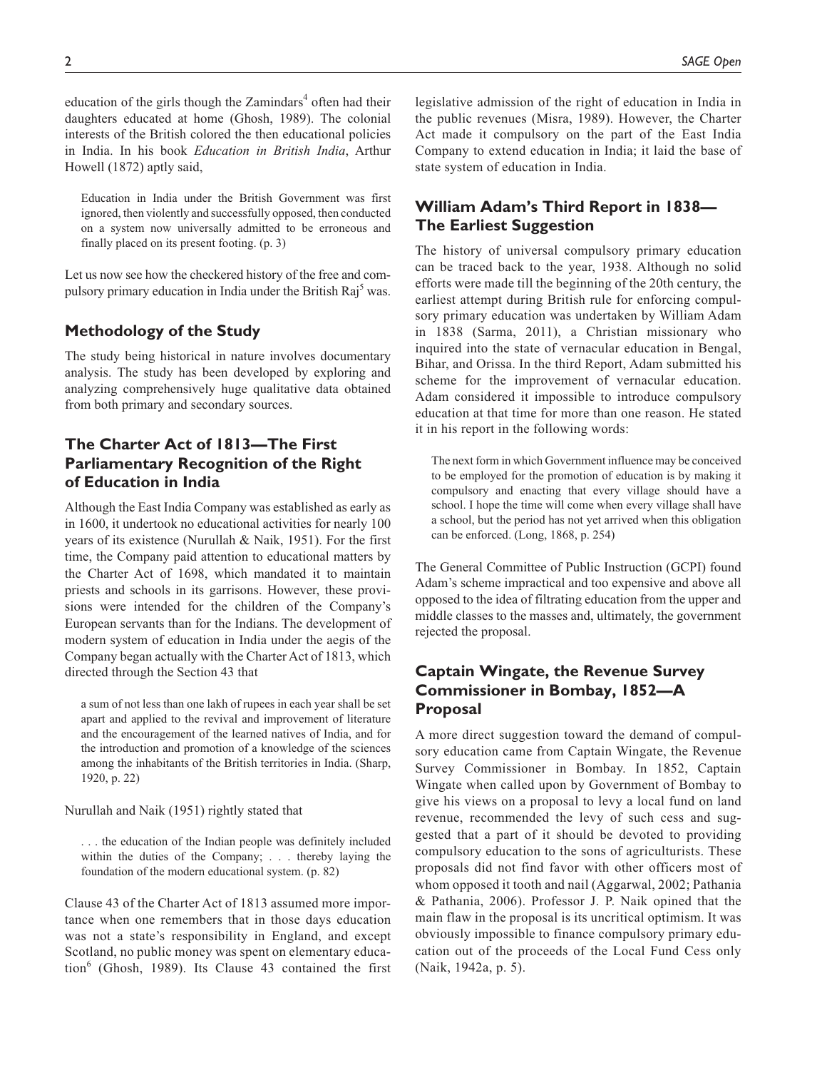education of the girls though the Zamindars[4] often had their daughters educated at home (Ghosh, 1989). The colonial interests of the British colored the then educational policies in India. In his book *Education in British India*, Arthur Howell (1872) aptly said,

> Education in India under the British Government was first ignored, then violently and successfully opposed, then conducted on a system now universally admitted to be erroneous and finally placed on its present footing. (p. 3)

Let us now see how the checkered history of the free and compulsory primary education in India under the British Raj[5] was.

## Methodology of the Study

The study being historical in nature involves documentary analysis. The study has been developed by exploring and analyzing comprehensively huge qualitative data obtained from both primary and secondary sources.

## The Charter Act of 1813—The First Parliamentary Recognition of the Right of Education in India

Although the East India Company was established as early as in 1600, it undertook no educational activities for nearly 100 years of its existence (Nurullah & Naik, 1951). For the first time, the Company paid attention to educational matters by the Charter Act of 1698, which mandated it to maintain priests and schools in its garrisons. However, these provisions were intended for the children of the Company's European servants than for the Indians. The development of modern system of education in India under the aegis of the Company began actually with the Charter Act of 1813, which directed through the Section 43 that

> a sum of not less than one lakh of rupees in each year shall be set apart and applied to the revival and improvement of literature and the encouragement of the learned natives of India, and for the introduction and promotion of a knowledge of the sciences among the inhabitants of the British territories in India. (Sharp, 1920, p. 22)

Nurullah and Naik (1951) rightly stated that

> . . . the education of the Indian people was definitely included within the duties of the Company; . . . thereby laying the foundation of the modern educational system. (p. 82)

Clause 43 of the Charter Act of 1813 assumed more importance when one remembers that in those days education was not a state's responsibility in England, and except Scotland, no public money was spent on elementary education[6] (Ghosh, 1989). Its Clause 43 contained the first legislative admission of the right of education in India in the public revenues (Misra, 1989). However, the Charter Act made it compulsory on the part of the East India Company to extend education in India; it laid the base of state system of education in India.

## William Adam's Third Report in 1838—The Earliest Suggestion

The history of universal compulsory primary education can be traced back to the year, 1938. Although no solid efforts were made till the beginning of the 20th century, the earliest attempt during British rule for enforcing compulsory primary education was undertaken by William Adam in 1838 (Sarma, 2011), a Christian missionary who inquired into the state of vernacular education in Bengal, Bihar, and Orissa. In the third Report, Adam submitted his scheme for the improvement of vernacular education. Adam considered it impossible to introduce compulsory education at that time for more than one reason. He stated it in his report in the following words:

> The next form in which Government influence may be conceived to be employed for the promotion of education is by making it compulsory and enacting that every village should have a school. I hope the time will come when every village shall have a school, but the period has not yet arrived when this obligation can be enforced. (Long, 1868, p. 254)

The General Committee of Public Instruction (GCPI) found Adam's scheme impractical and too expensive and above all opposed to the idea of filtrating education from the upper and middle classes to the masses and, ultimately, the government rejected the proposal.

## Captain Wingate, the Revenue Survey Commissioner in Bombay, 1852—A Proposal

A more direct suggestion toward the demand of compulsory education came from Captain Wingate, the Revenue Survey Commissioner in Bombay. In 1852, Captain Wingate when called upon by Government of Bombay to give his views on a proposal to levy a local fund on land revenue, recommended the levy of such cess and suggested that a part of it should be devoted to providing compulsory education to the sons of agriculturists. These proposals did not find favor with other officers most of whom opposed it tooth and nail (Aggarwal, 2002; Pathania & Pathania, 2006). Professor J. P. Naik opined that the main flaw in the proposal is its uncritical optimism. It was obviously impossible to finance compulsory primary education out of the proceeds of the Local Fund Cess only (Naik, 1942a, p. 5).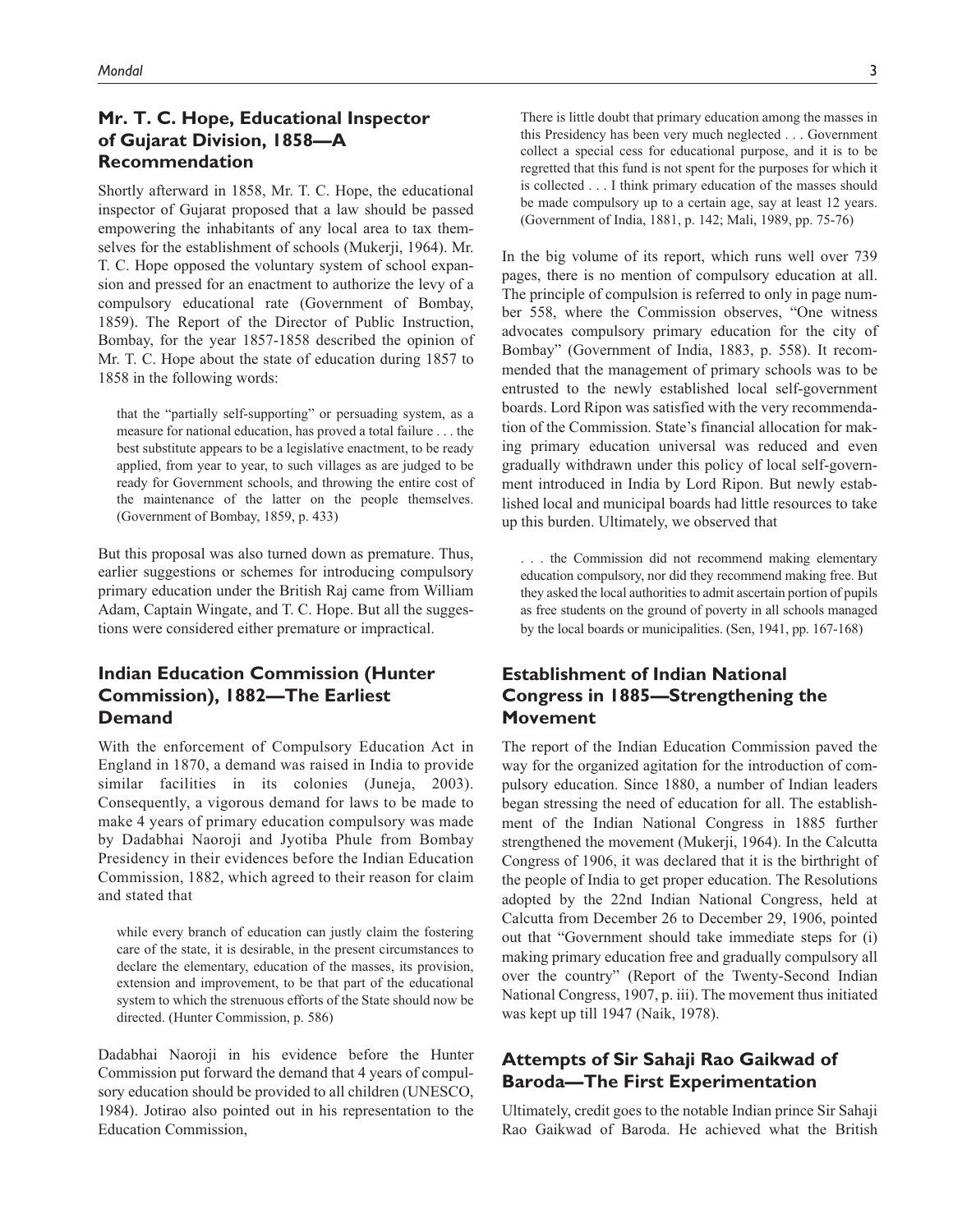## Mr. T. C. Hope, Educational Inspector of Gujarat Division, 1858—A Recommendation

Shortly afterward in 1858, Mr. T. C. Hope, the educational inspector of Gujarat proposed that a law should be passed empowering the inhabitants of any local area to tax themselves for the establishment of schools (Mukerji, 1964). Mr. T. C. Hope opposed the voluntary system of school expansion and pressed for an enactment to authorize the levy of a compulsory educational rate (Government of Bombay, 1859). The Report of the Director of Public Instruction, Bombay, for the year 1857-1858 described the opinion of Mr. T. C. Hope about the state of education during 1857 to 1858 in the following words:

> that the "partially self-supporting" or persuading system, as a measure for national education, has proved a total failure . . . the best substitute appears to be a legislative enactment, to be ready applied, from year to year, to such villages as are judged to be ready for Government schools, and throwing the entire cost of the maintenance of the latter on the people themselves. (Government of Bombay, 1859, p. 433)

But this proposal was also turned down as premature. Thus, earlier suggestions or schemes for introducing compulsory primary education under the British Raj came from William Adam, Captain Wingate, and T. C. Hope. But all the suggestions were considered either premature or impractical.

## Indian Education Commission (Hunter Commission), 1882—The Earliest Demand

With the enforcement of Compulsory Education Act in England in 1870, a demand was raised in India to provide similar facilities in its colonies (Juneja, 2003). Consequently, a vigorous demand for laws to be made to make 4 years of primary education compulsory was made by Dadabhai Naoroji and Jyotiba Phule from Bombay Presidency in their evidences before the Indian Education Commission, 1882, which agreed to their reason for claim and stated that

> while every branch of education can justly claim the fostering care of the state, it is desirable, in the present circumstances to declare the elementary, education of the masses, its provision, extension and improvement, to be that part of the educational system to which the strenuous efforts of the State should now be directed. (Hunter Commission, p. 586)

Dadabhai Naoroji in his evidence before the Hunter Commission put forward the demand that 4 years of compulsory education should be provided to all children (UNESCO, 1984). Jotirao also pointed out in his representation to the Education Commission,

> There is little doubt that primary education among the masses in this Presidency has been very much neglected . . . Government collect a special cess for educational purpose, and it is to be regretted that this fund is not spent for the purposes for which it is collected . . . I think primary education of the masses should be made compulsory up to a certain age, say at least 12 years. (Government of India, 1881, p. 142; Mali, 1989, pp. 75-76)

In the big volume of its report, which runs well over 739 pages, there is no mention of compulsory education at all. The principle of compulsion is referred to only in page number 558, where the Commission observes, "One witness advocates compulsory primary education for the city of Bombay" (Government of India, 1883, p. 558). It recommended that the management of primary schools was to be entrusted to the newly established local self-government boards. Lord Ripon was satisfied with the very recommendation of the Commission. State's financial allocation for making primary education universal was reduced and even gradually withdrawn under this policy of local self-government introduced in India by Lord Ripon. But newly established local and municipal boards had little resources to take up this burden. Ultimately, we observed that

> . . . the Commission did not recommend making elementary education compulsory, nor did they recommend making free. But they asked the local authorities to admit ascertain portion of pupils as free students on the ground of poverty in all schools managed by the local boards or municipalities. (Sen, 1941, pp. 167-168)

## Establishment of Indian National Congress in 1885—Strengthening the Movement

The report of the Indian Education Commission paved the way for the organized agitation for the introduction of compulsory education. Since 1880, a number of Indian leaders began stressing the need of education for all. The establishment of the Indian National Congress in 1885 further strengthened the movement (Mukerji, 1964). In the Calcutta Congress of 1906, it was declared that it is the birthright of the people of India to get proper education. The Resolutions adopted by the 22nd Indian National Congress, held at Calcutta from December 26 to December 29, 1906, pointed out that "Government should take immediate steps for (i) making primary education free and gradually compulsory all over the country" (Report of the Twenty-Second Indian National Congress, 1907, p. iii). The movement thus initiated was kept up till 1947 (Naik, 1978).

## Attempts of Sir Sahaji Rao Gaikwad of Baroda—The First Experimentation

Ultimately, credit goes to the notable Indian prince Sir Sahaji Rao Gaikwad of Baroda. He achieved what the British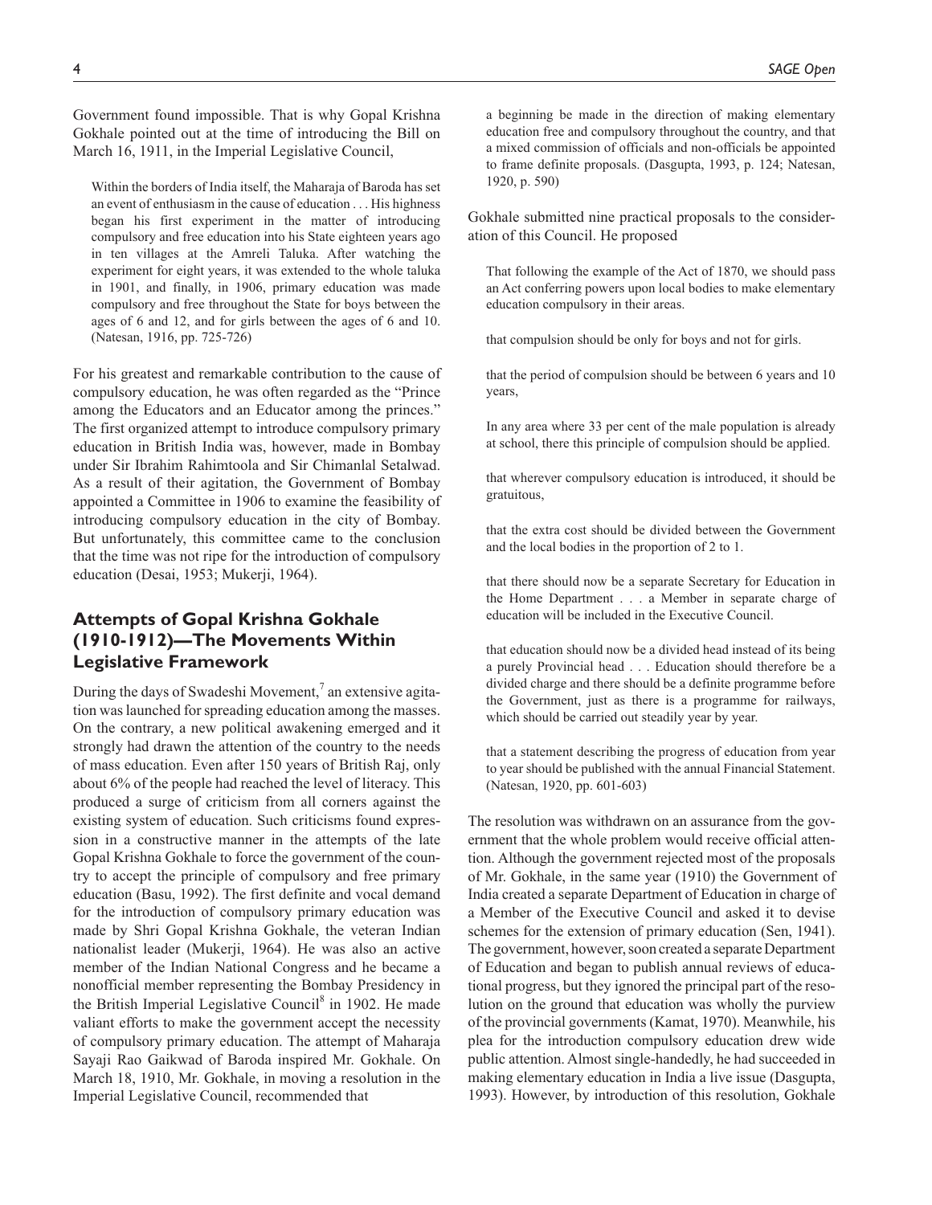Government found impossible. That is why Gopal Krishna Gokhale pointed out at the time of introducing the Bill on March 16, 1911, in the Imperial Legislative Council,

> Within the borders of India itself, the Maharaja of Baroda has set an event of enthusiasm in the cause of education . . . His highness began his first experiment in the matter of introducing compulsory and free education into his State eighteen years ago in ten villages at the Amreli Taluka. After watching the experiment for eight years, it was extended to the whole taluka in 1901, and finally, in 1906, primary education was made compulsory and free throughout the State for boys between the ages of 6 and 12, and for girls between the ages of 6 and 10. (Natesan, 1916, pp. 725-726)

For his greatest and remarkable contribution to the cause of compulsory education, he was often regarded as the "Prince among the Educators and an Educator among the princes." The first organized attempt to introduce compulsory primary education in British India was, however, made in Bombay under Sir Ibrahim Rahimtoola and Sir Chimanlal Setalwad. As a result of their agitation, the Government of Bombay appointed a Committee in 1906 to examine the feasibility of introducing compulsory education in the city of Bombay. But unfortunately, this committee came to the conclusion that the time was not ripe for the introduction of compulsory education (Desai, 1953; Mukerji, 1964).

## Attempts of Gopal Krishna Gokhale (1910-1912)—The Movements Within Legislative Framework

During the days of Swadeshi Movement,[7] an extensive agitation was launched for spreading education among the masses. On the contrary, a new political awakening emerged and it strongly had drawn the attention of the country to the needs of mass education. Even after 150 years of British Raj, only about 6% of the people had reached the level of literacy. This produced a surge of criticism from all corners against the existing system of education. Such criticisms found expression in a constructive manner in the attempts of the late Gopal Krishna Gokhale to force the government of the country to accept the principle of compulsory and free primary education (Basu, 1992). The first definite and vocal demand for the introduction of compulsory primary education was made by Shri Gopal Krishna Gokhale, the veteran Indian nationalist leader (Mukerji, 1964). He was also an active member of the Indian National Congress and he became a nonofficial member representing the Bombay Presidency in the British Imperial Legislative Council[8] in 1902. He made valiant efforts to make the government accept the necessity of compulsory primary education. The attempt of Maharaja Sayaji Rao Gaikwad of Baroda inspired Mr. Gokhale. On March 18, 1910, Mr. Gokhale, in moving a resolution in the Imperial Legislative Council, recommended that

> a beginning be made in the direction of making elementary education free and compulsory throughout the country, and that a mixed commission of officials and non-officials be appointed to frame definite proposals. (Dasgupta, 1993, p. 124; Natesan, 1920, p. 590)

Gokhale submitted nine practical proposals to the consideration of this Council. He proposed

> That following the example of the Act of 1870, we should pass an Act conferring powers upon local bodies to make elementary education compulsory in their areas.
>
> that compulsion should be only for boys and not for girls.
>
> that the period of compulsion should be between 6 years and 10 years,
>
> In any area where 33 per cent of the male population is already at school, there this principle of compulsion should be applied.
>
> that wherever compulsory education is introduced, it should be gratuitous,
>
> that the extra cost should be divided between the Government and the local bodies in the proportion of 2 to 1.
>
> that there should now be a separate Secretary for Education in the Home Department . . . a Member in separate charge of education will be included in the Executive Council.
>
> that education should now be a divided head instead of its being a purely Provincial head . . . Education should therefore be a divided charge and there should be a definite programme before the Government, just as there is a programme for railways, which should be carried out steadily year by year.
>
> that a statement describing the progress of education from year to year should be published with the annual Financial Statement. (Natesan, 1920, pp. 601-603)

The resolution was withdrawn on an assurance from the government that the whole problem would receive official attention. Although the government rejected most of the proposals of Mr. Gokhale, in the same year (1910) the Government of India created a separate Department of Education in charge of a Member of the Executive Council and asked it to devise schemes for the extension of primary education (Sen, 1941). The government, however, soon created a separate Department of Education and began to publish annual reviews of educational progress, but they ignored the principal part of the resolution on the ground that education was wholly the purview of the provincial governments (Kamat, 1970). Meanwhile, his plea for the introduction compulsory education drew wide public attention. Almost single-handedly, he had succeeded in making elementary education in India a live issue (Dasgupta, 1993). However, by introduction of this resolution, Gokhale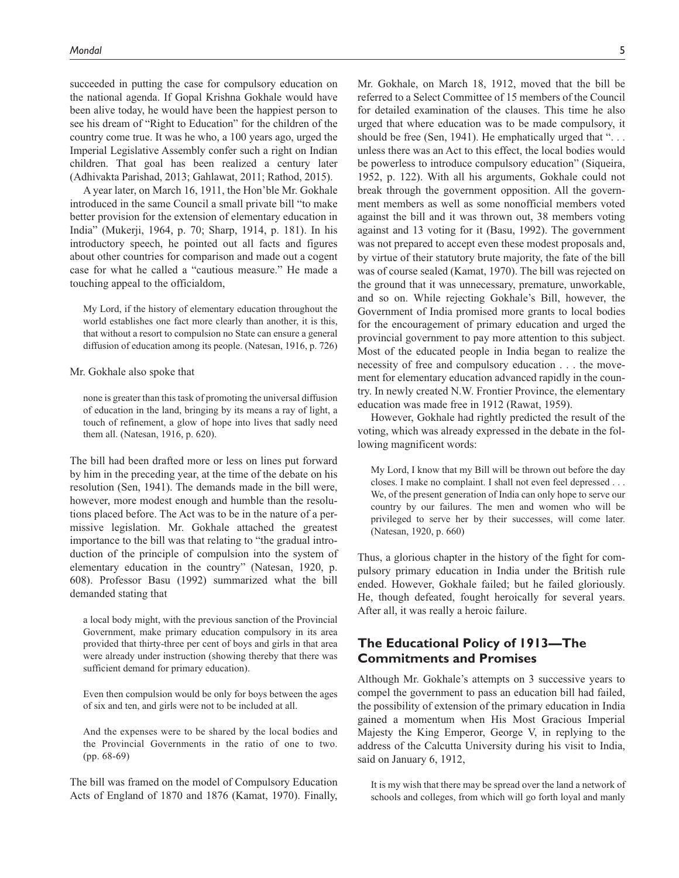succeeded in putting the case for compulsory education on the national agenda. If Gopal Krishna Gokhale would have been alive today, he would have been the happiest person to see his dream of "Right to Education" for the children of the country come true. It was he who, a 100 years ago, urged the Imperial Legislative Assembly confer such a right on Indian children. That goal has been realized a century later (Adhivakta Parishad, 2013; Gahlawat, 2011; Rathod, 2015).

A year later, on March 16, 1911, the Hon'ble Mr. Gokhale introduced in the same Council a small private bill "to make better provision for the extension of elementary education in India" (Mukerji, 1964, p. 70; Sharp, 1914, p. 181). In his introductory speech, he pointed out all facts and figures about other countries for comparison and made out a cogent case for what he called a "cautious measure." He made a touching appeal to the officialdom,

> My Lord, if the history of elementary education throughout the world establishes one fact more clearly than another, it is this, that without a resort to compulsion no State can ensure a general diffusion of education among its people. (Natesan, 1916, p. 726)

Mr. Gokhale also spoke that

> none is greater than this task of promoting the universal diffusion of education in the land, bringing by its means a ray of light, a touch of refinement, a glow of hope into lives that sadly need them all. (Natesan, 1916, p. 620).

The bill had been drafted more or less on lines put forward by him in the preceding year, at the time of the debate on his resolution (Sen, 1941). The demands made in the bill were, however, more modest enough and humble than the resolutions placed before. The Act was to be in the nature of a permissive legislation. Mr. Gokhale attached the greatest importance to the bill was that relating to "the gradual introduction of the principle of compulsion into the system of elementary education in the country" (Natesan, 1920, p. 608). Professor Basu (1992) summarized what the bill demanded stating that

> a local body might, with the previous sanction of the Provincial Government, make primary education compulsory in its area provided that thirty-three per cent of boys and girls in that area were already under instruction (showing thereby that there was sufficient demand for primary education).
>
> Even then compulsion would be only for boys between the ages of six and ten, and girls were not to be included at all.
>
> And the expenses were to be shared by the local bodies and the Provincial Governments in the ratio of one to two. (pp. 68-69)

The bill was framed on the model of Compulsory Education Acts of England of 1870 and 1876 (Kamat, 1970). Finally, Mr. Gokhale, on March 18, 1912, moved that the bill be referred to a Select Committee of 15 members of the Council for detailed examination of the clauses. This time he also urged that where education was to be made compulsory, it should be free (Sen, 1941). He emphatically urged that ". . . unless there was an Act to this effect, the local bodies would be powerless to introduce compulsory education" (Siqueira, 1952, p. 122). With all his arguments, Gokhale could not break through the government opposition. All the government members as well as some nonofficial members voted against the bill and it was thrown out, 38 members voting against and 13 voting for it (Basu, 1992). The government was not prepared to accept even these modest proposals and, by virtue of their statutory brute majority, the fate of the bill was of course sealed (Kamat, 1970). The bill was rejected on the ground that it was unnecessary, premature, unworkable, and so on. While rejecting Gokhale's Bill, however, the Government of India promised more grants to local bodies for the encouragement of primary education and urged the provincial government to pay more attention to this subject. Most of the educated people in India began to realize the necessity of free and compulsory education . . . the movement for elementary education advanced rapidly in the country. In newly created N.W. Frontier Province, the elementary education was made free in 1912 (Rawat, 1959).

However, Gokhale had rightly predicted the result of the voting, which was already expressed in the debate in the following magnificent words:

> My Lord, I know that my Bill will be thrown out before the day closes. I make no complaint. I shall not even feel depressed . . . We, of the present generation of India can only hope to serve our country by our failures. The men and women who will be privileged to serve her by their successes, will come later. (Natesan, 1920, p. 660)

Thus, a glorious chapter in the history of the fight for compulsory primary education in India under the British rule ended. However, Gokhale failed; but he failed gloriously. He, though defeated, fought heroically for several years. After all, it was really a heroic failure.

## The Educational Policy of 1913—The Commitments and Promises

Although Mr. Gokhale's attempts on 3 successive years to compel the government to pass an education bill had failed, the possibility of extension of the primary education in India gained a momentum when His Most Gracious Imperial Majesty the King Emperor, George V, in replying to the address of the Calcutta University during his visit to India, said on January 6, 1912,

> It is my wish that there may be spread over the land a network of schools and colleges, from which will go forth loyal and manly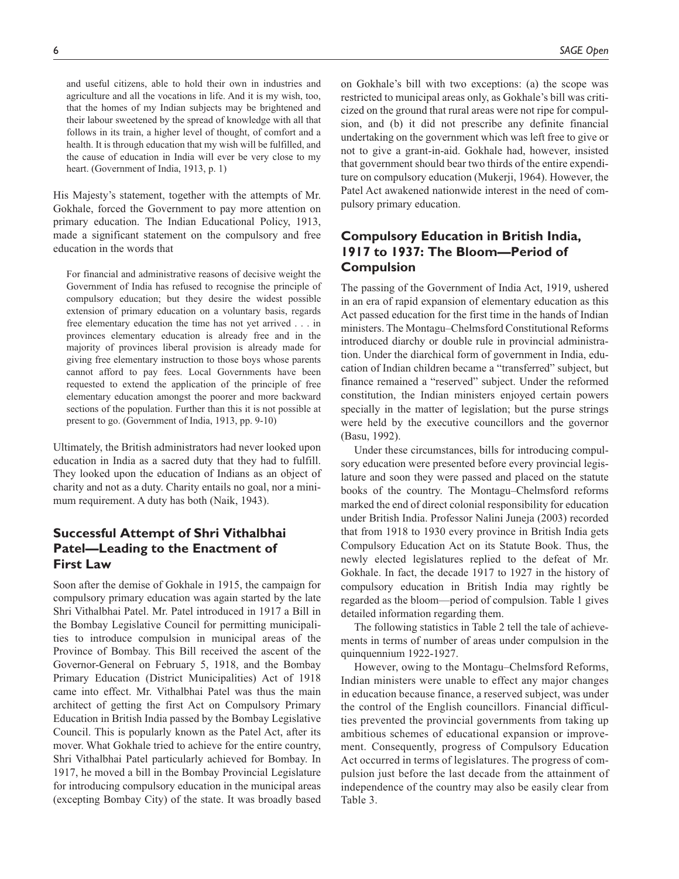> and useful citizens, able to hold their own in industries and agriculture and all the vocations in life. And it is my wish, too, that the homes of my Indian subjects may be brightened and their labour sweetened by the spread of knowledge with all that follows in its train, a higher level of thought, of comfort and a health. It is through education that my wish will be fulfilled, and the cause of education in India will ever be very close to my heart. (Government of India, 1913, p. 1)

His Majesty's statement, together with the attempts of Mr. Gokhale, forced the Government to pay more attention on primary education. The Indian Educational Policy, 1913, made a significant statement on the compulsory and free education in the words that

> For financial and administrative reasons of decisive weight the Government of India has refused to recognise the principle of compulsory education; but they desire the widest possible extension of primary education on a voluntary basis, regards free elementary education the time has not yet arrived . . . in provinces elementary education is already free and in the majority of provinces liberal provision is already made for giving free elementary instruction to those boys whose parents cannot afford to pay fees. Local Governments have been requested to extend the application of the principle of free elementary education amongst the poorer and more backward sections of the population. Further than this it is not possible at present to go. (Government of India, 1913, pp. 9-10)

Ultimately, the British administrators had never looked upon education in India as a sacred duty that they had to fulfill. They looked upon the education of Indians as an object of charity and not as a duty. Charity entails no goal, nor a minimum requirement. A duty has both (Naik, 1943).

## Successful Attempt of Shri Vithalbhai Patel—Leading to the Enactment of First Law

Soon after the demise of Gokhale in 1915, the campaign for compulsory primary education was again started by the late Shri Vithalbhai Patel. Mr. Patel introduced in 1917 a Bill in the Bombay Legislative Council for permitting municipalities to introduce compulsion in municipal areas of the Province of Bombay. This Bill received the ascent of the Governor-General on February 5, 1918, and the Bombay Primary Education (District Municipalities) Act of 1918 came into effect. Mr. Vithalbhai Patel was thus the main architect of getting the first Act on Compulsory Primary Education in British India passed by the Bombay Legislative Council. This is popularly known as the Patel Act, after its mover. What Gokhale tried to achieve for the entire country, Shri Vithalbhai Patel particularly achieved for Bombay. In 1917, he moved a bill in the Bombay Provincial Legislature for introducing compulsory education in the municipal areas (excepting Bombay City) of the state. It was broadly based on Gokhale's bill with two exceptions: (a) the scope was restricted to municipal areas only, as Gokhale's bill was criticized on the ground that rural areas were not ripe for compulsion, and (b) it did not prescribe any definite financial undertaking on the government which was left free to give or not to give a grant-in-aid. Gokhale had, however, insisted that government should bear two thirds of the entire expenditure on compulsory education (Mukerji, 1964). However, the Patel Act awakened nationwide interest in the need of compulsory primary education.

## Compulsory Education in British India, 1917 to 1937: The Bloom—Period of Compulsion

The passing of the Government of India Act, 1919, ushered in an era of rapid expansion of elementary education as this Act passed education for the first time in the hands of Indian ministers. The Montagu–Chelmsford Constitutional Reforms introduced diarchy or double rule in provincial administration. Under the diarchical form of government in India, education of Indian children became a "transferred" subject, but finance remained a "reserved" subject. Under the reformed constitution, the Indian ministers enjoyed certain powers specially in the matter of legislation; but the purse strings were held by the executive councillors and the governor (Basu, 1992).

Under these circumstances, bills for introducing compulsory education were presented before every provincial legislature and soon they were passed and placed on the statute books of the country. The Montagu–Chelmsford reforms marked the end of direct colonial responsibility for education under British India. Professor Nalini Juneja (2003) recorded that from 1918 to 1930 every province in British India gets Compulsory Education Act on its Statute Book. Thus, the newly elected legislatures replied to the defeat of Mr. Gokhale. In fact, the decade 1917 to 1927 in the history of compulsory education in British India may rightly be regarded as the bloom—period of compulsion. Table 1 gives detailed information regarding them.

The following statistics in Table 2 tell the tale of achievements in terms of number of areas under compulsion in the quinquennium 1922-1927.

However, owing to the Montagu–Chelmsford Reforms, Indian ministers were unable to effect any major changes in education because finance, a reserved subject, was under the control of the English councillors. Financial difficulties prevented the provincial governments from taking up ambitious schemes of educational expansion or improvement. Consequently, progress of Compulsory Education Act occurred in terms of legislatures. The progress of compulsion just before the last decade from the attainment of independence of the country may also be easily clear from Table 3.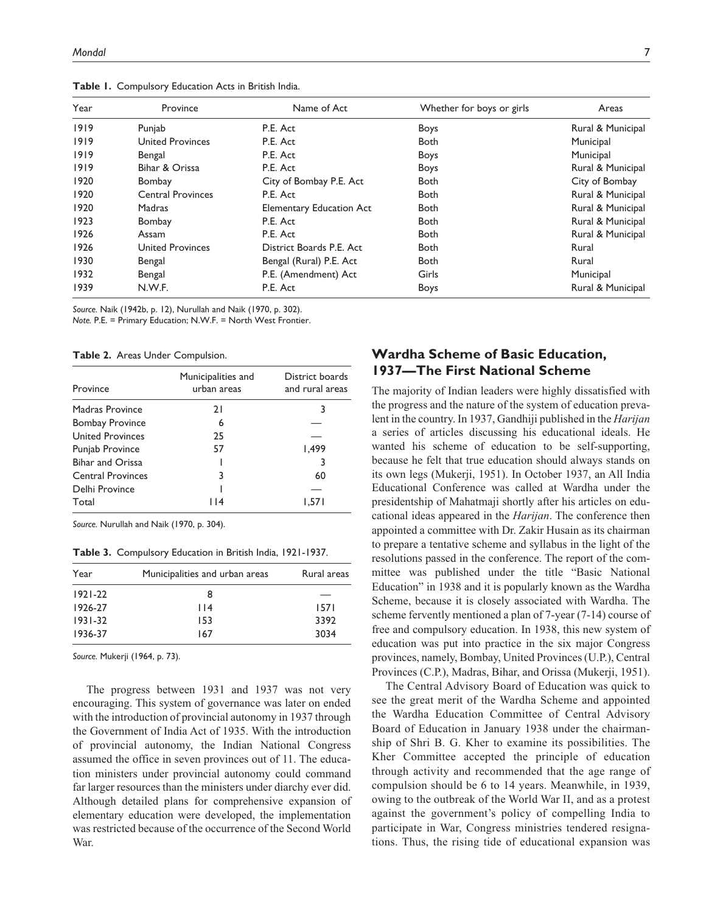**Table 1.** Compulsory Education Acts in British India.

| Year | Province | Name of Act | Whether for boys or girls | Areas |
|---|---|---|---|---|
| 1919 | Punjab | P.E. Act | Boys | Rural & Municipal |
| 1919 | United Provinces | P.E. Act | Both | Municipal |
| 1919 | Bengal | P.E. Act | Boys | Municipal |
| 1919 | Bihar & Orissa | P.E. Act | Boys | Rural & Municipal |
| 1920 | Bombay | City of Bombay P.E. Act | Both | City of Bombay |
| 1920 | Central Provinces | P.E. Act | Both | Rural & Municipal |
| 1920 | Madras | Elementary Education Act | Both | Rural & Municipal |
| 1923 | Bombay | P.E. Act | Both | Rural & Municipal |
| 1926 | Assam | P.E. Act | Both | Rural & Municipal |
| 1926 | United Provinces | District Boards P.E. Act | Both | Rural |
| 1930 | Bengal | Bengal (Rural) P.E. Act | Both | Rural |
| 1932 | Bengal | P.E. (Amendment) Act | Girls | Municipal |
| 1939 | N.W.F. | P.E. Act | Boys | Rural & Municipal |

*Source.* Naik (1942b, p. 12), Nurullah and Naik (1970, p. 302).
*Note.* P.E. = Primary Education; N.W.F. = North West Frontier.

**Table 2.** Areas Under Compulsion.

| Province | Municipalities and urban areas | District boards and rural areas |
|---|---|---|
| Madras Province | 21 | 3 |
| Bombay Province | 6 | — |
| United Provinces | 25 | — |
| Punjab Province | 57 | 1,499 |
| Bihar and Orissa | 1 | 3 |
| Central Provinces | 3 | 60 |
| Delhi Province | 1 | — |
| Total | 114 | 1,571 |

*Source.* Nurullah and Naik (1970, p. 304).

**Table 3.** Compulsory Education in British India, 1921-1937.

| Year | Municipalities and urban areas | Rural areas |
|---|---|---|
| 1921-22 | 8 | — |
| 1926-27 | 114 | 1571 |
| 1931-32 | 153 | 3392 |
| 1936-37 | 167 | 3034 |

*Source.* Mukerji (1964, p. 73).

The progress between 1931 and 1937 was not very encouraging. This system of governance was later on ended with the introduction of provincial autonomy in 1937 through the Government of India Act of 1935. With the introduction of provincial autonomy, the Indian National Congress assumed the office in seven provinces out of 11. The education ministers under provincial autonomy could command far larger resources than the ministers under diarchy ever did. Although detailed plans for comprehensive expansion of elementary education were developed, the implementation was restricted because of the occurrence of the Second World War.

## Wardha Scheme of Basic Education, 1937—The First National Scheme

The majority of Indian leaders were highly dissatisfied with the progress and the nature of the system of education prevalent in the country. In 1937, Gandhiji published in the *Harijan* a series of articles discussing his educational ideals. He wanted his scheme of education to be self-supporting, because he felt that true education should always stands on its own legs (Mukerji, 1951). In October 1937, an All India Educational Conference was called at Wardha under the presidentship of Mahatmaji shortly after his articles on educational ideas appeared in the *Harijan*. The conference then appointed a committee with Dr. Zakir Husain as its chairman to prepare a tentative scheme and syllabus in the light of the resolutions passed in the conference. The report of the committee was published under the title "Basic National Education" in 1938 and it is popularly known as the Wardha Scheme, because it is closely associated with Wardha. The scheme fervently mentioned a plan of 7-year (7-14) course of free and compulsory education. In 1938, this new system of education was put into practice in the six major Congress provinces, namely, Bombay, United Provinces (U.P.), Central Provinces (C.P.), Madras, Bihar, and Orissa (Mukerji, 1951).

The Central Advisory Board of Education was quick to see the great merit of the Wardha Scheme and appointed the Wardha Education Committee of Central Advisory Board of Education in January 1938 under the chairmanship of Shri B. G. Kher to examine its possibilities. The Kher Committee accepted the principle of education through activity and recommended that the age range of compulsion should be 6 to 14 years. Meanwhile, in 1939, owing to the outbreak of the World War II, and as a protest against the government's policy of compelling India to participate in War, Congress ministries tendered resignations. Thus, the rising tide of educational expansion was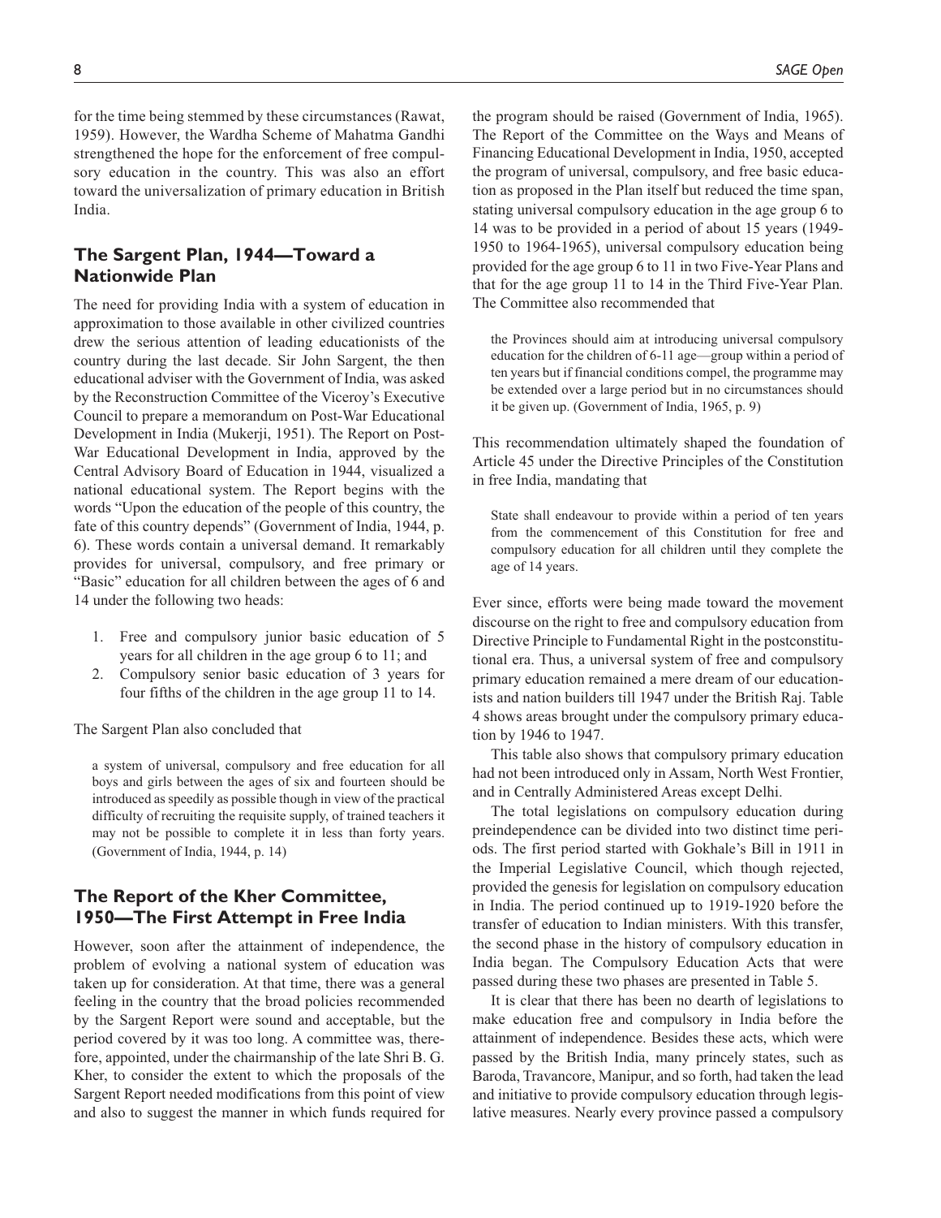for the time being stemmed by these circumstances (Rawat, 1959). However, the Wardha Scheme of Mahatma Gandhi strengthened the hope for the enforcement of free compulsory education in the country. This was also an effort toward the universalization of primary education in British India.

## The Sargent Plan, 1944—Toward a Nationwide Plan

The need for providing India with a system of education in approximation to those available in other civilized countries drew the serious attention of leading educationists of the country during the last decade. Sir John Sargent, the then educational adviser with the Government of India, was asked by the Reconstruction Committee of the Viceroy's Executive Council to prepare a memorandum on Post-War Educational Development in India (Mukerji, 1951). The Report on Post-War Educational Development in India, approved by the Central Advisory Board of Education in 1944, visualized a national educational system. The Report begins with the words "Upon the education of the people of this country, the fate of this country depends" (Government of India, 1944, p. 6). These words contain a universal demand. It remarkably provides for universal, compulsory, and free primary or "Basic" education for all children between the ages of 6 and 14 under the following two heads:

1. Free and compulsory junior basic education of 5 years for all children in the age group 6 to 11; and
2. Compulsory senior basic education of 3 years for four fifths of the children in the age group 11 to 14.

The Sargent Plan also concluded that

> a system of universal, compulsory and free education for all boys and girls between the ages of six and fourteen should be introduced as speedily as possible though in view of the practical difficulty of recruiting the requisite supply, of trained teachers it may not be possible to complete it in less than forty years. (Government of India, 1944, p. 14)

## The Report of the Kher Committee, 1950—The First Attempt in Free India

However, soon after the attainment of independence, the problem of evolving a national system of education was taken up for consideration. At that time, there was a general feeling in the country that the broad policies recommended by the Sargent Report were sound and acceptable, but the period covered by it was too long. A committee was, therefore, appointed, under the chairmanship of the late Shri B. G. Kher, to consider the extent to which the proposals of the Sargent Report needed modifications from this point of view and also to suggest the manner in which funds required for the program should be raised (Government of India, 1965). The Report of the Committee on the Ways and Means of Financing Educational Development in India, 1950, accepted the program of universal, compulsory, and free basic education as proposed in the Plan itself but reduced the time span, stating universal compulsory education in the age group 6 to 14 was to be provided in a period of about 15 years (1949-1950 to 1964-1965), universal compulsory education being provided for the age group 6 to 11 in two Five-Year Plans and that for the age group 11 to 14 in the Third Five-Year Plan. The Committee also recommended that

> the Provinces should aim at introducing universal compulsory education for the children of 6-11 age—group within a period of ten years but if financial conditions compel, the programme may be extended over a large period but in no circumstances should it be given up. (Government of India, 1965, p. 9)

This recommendation ultimately shaped the foundation of Article 45 under the Directive Principles of the Constitution in free India, mandating that

> State shall endeavour to provide within a period of ten years from the commencement of this Constitution for free and compulsory education for all children until they complete the age of 14 years.

Ever since, efforts were being made toward the movement discourse on the right to free and compulsory education from Directive Principle to Fundamental Right in the postconstitutional era. Thus, a universal system of free and compulsory primary education remained a mere dream of our educationists and nation builders till 1947 under the British Raj. Table 4 shows areas brought under the compulsory primary education by 1946 to 1947.

This table also shows that compulsory primary education had not been introduced only in Assam, North West Frontier, and in Centrally Administered Areas except Delhi.

The total legislations on compulsory education during preindependence can be divided into two distinct time periods. The first period started with Gokhale's Bill in 1911 in the Imperial Legislative Council, which though rejected, provided the genesis for legislation on compulsory education in India. The period continued up to 1919-1920 before the transfer of education to Indian ministers. With this transfer, the second phase in the history of compulsory education in India began. The Compulsory Education Acts that were passed during these two phases are presented in Table 5.

It is clear that there has been no dearth of legislations to make education free and compulsory in India before the attainment of independence. Besides these acts, which were passed by the British India, many princely states, such as Baroda, Travancore, Manipur, and so forth, had taken the lead and initiative to provide compulsory education through legislative measures. Nearly every province passed a compulsory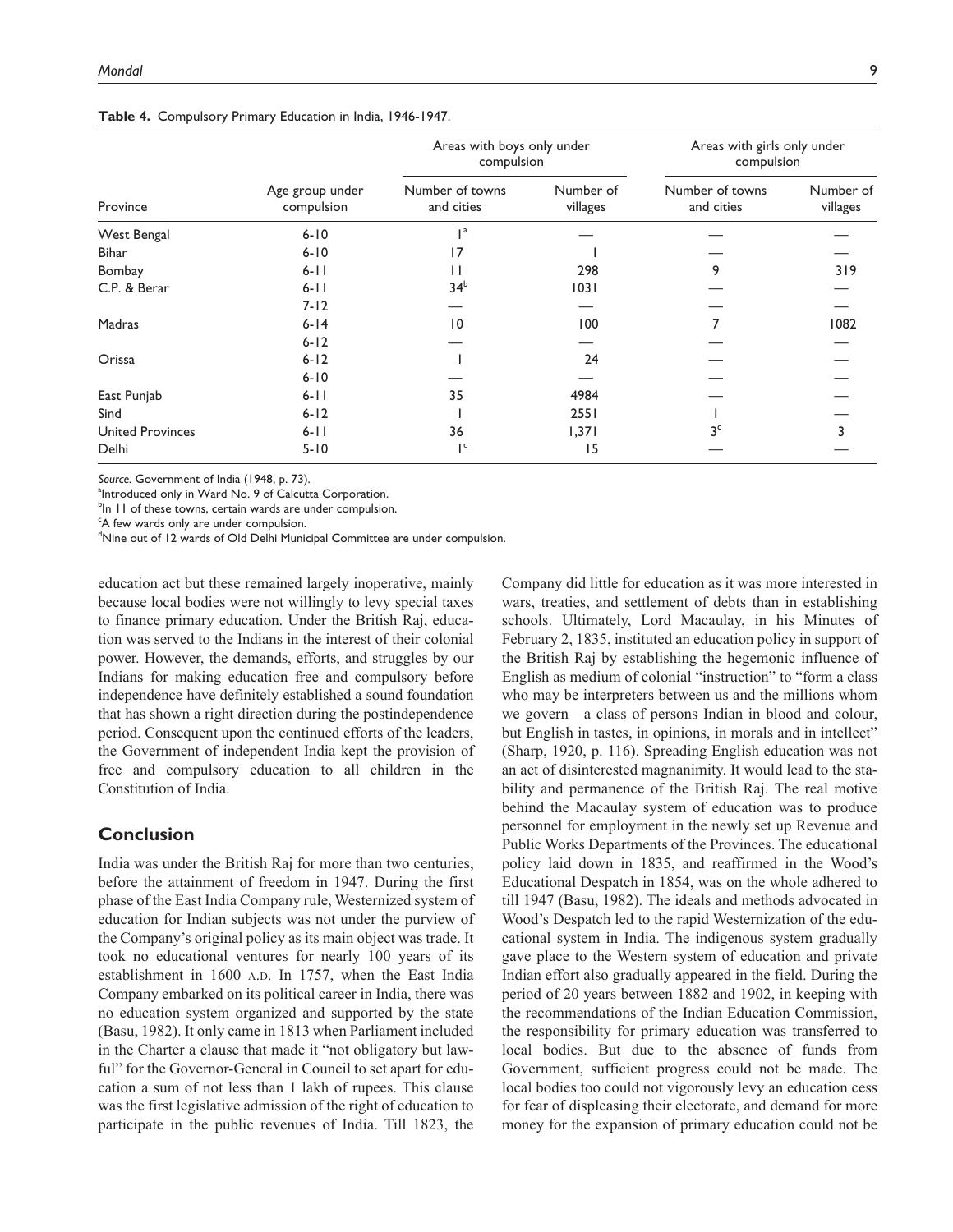**Table 4.** Compulsory Primary Education in India, 1946-1947.

| Province | Age group under compulsion | Areas with boys only under compulsion | | Areas with girls only under compulsion | |
|---|---|---|---|---|---|
| | | Number of towns and cities | Number of villages | Number of towns and cities | Number of villages |
| West Bengal | 6-10 | 1[a] | — | — | — |
| Bihar | 6-10 | 17 | 1 | — | — |
| Bombay | 6-11 | 11 | 298 | 9 | 319 |
| C.P. & Berar | 6-11 | 34[b] | 1031 | — | — |
| | 7-12 | — | — | — | — |
| Madras | 6-14 | 10 | 100 | 7 | 1082 |
| | 6-12 | — | — | — | — |
| Orissa | 6-12 | 1 | 24 | — | — |
| | 6-10 | — | — | — | — |
| East Punjab | 6-11 | 35 | 4984 | — | — |
| Sind | 6-12 | 1 | 2551 | 1 | — |
| United Provinces | 6-11 | 36 | 1,371 | 3[c] | 3 |
| Delhi | 5-10 | 1[d] | 15 | — | — |

*Source.* Government of India (1948, p. 73).
[a]Introduced only in Ward No. 9 of Calcutta Corporation.
[b]In 11 of these towns, certain wards are under compulsion.
[c]A few wards only are under compulsion.
[d]Nine out of 12 wards of Old Delhi Municipal Committee are under compulsion.

education act but these remained largely inoperative, mainly because local bodies were not willingly to levy special taxes to finance primary education. Under the British Raj, education was served to the Indians in the interest of their colonial power. However, the demands, efforts, and struggles by our Indians for making education free and compulsory before independence have definitely established a sound foundation that has shown a right direction during the postindependence period. Consequent upon the continued efforts of the leaders, the Government of independent India kept the provision of free and compulsory education to all children in the Constitution of India.

## Conclusion

India was under the British Raj for more than two centuries, before the attainment of freedom in 1947. During the first phase of the East India Company rule, Westernized system of education for Indian subjects was not under the purview of the Company's original policy as its main object was trade. It took no educational ventures for nearly 100 years of its establishment in 1600 A.D. In 1757, when the East India Company embarked on its political career in India, there was no education system organized and supported by the state (Basu, 1982). It only came in 1813 when Parliament included in the Charter a clause that made it "not obligatory but lawful" for the Governor-General in Council to set apart for education a sum of not less than 1 lakh of rupees. This clause was the first legislative admission of the right of education to participate in the public revenues of India. Till 1823, the Company did little for education as it was more interested in wars, treaties, and settlement of debts than in establishing schools. Ultimately, Lord Macaulay, in his Minutes of February 2, 1835, instituted an education policy in support of the British Raj by establishing the hegemonic influence of English as medium of colonial "instruction" to "form a class who may be interpreters between us and the millions whom we govern—a class of persons Indian in blood and colour, but English in tastes, in opinions, in morals and in intellect" (Sharp, 1920, p. 116). Spreading English education was not an act of disinterested magnanimity. It would lead to the stability and permanence of the British Raj. The real motive behind the Macaulay system of education was to produce personnel for employment in the newly set up Revenue and Public Works Departments of the Provinces. The educational policy laid down in 1835, and reaffirmed in the Wood's Educational Despatch in 1854, was on the whole adhered to till 1947 (Basu, 1982). The ideals and methods advocated in Wood's Despatch led to the rapid Westernization of the educational system in India. The indigenous system gradually gave place to the Western system of education and private Indian effort also gradually appeared in the field. During the period of 20 years between 1882 and 1902, in keeping with the recommendations of the Indian Education Commission, the responsibility for primary education was transferred to local bodies. But due to the absence of funds from Government, sufficient progress could not be made. The local bodies too could not vigorously levy an education cess for fear of displeasing their electorate, and demand for more money for the expansion of primary education could not be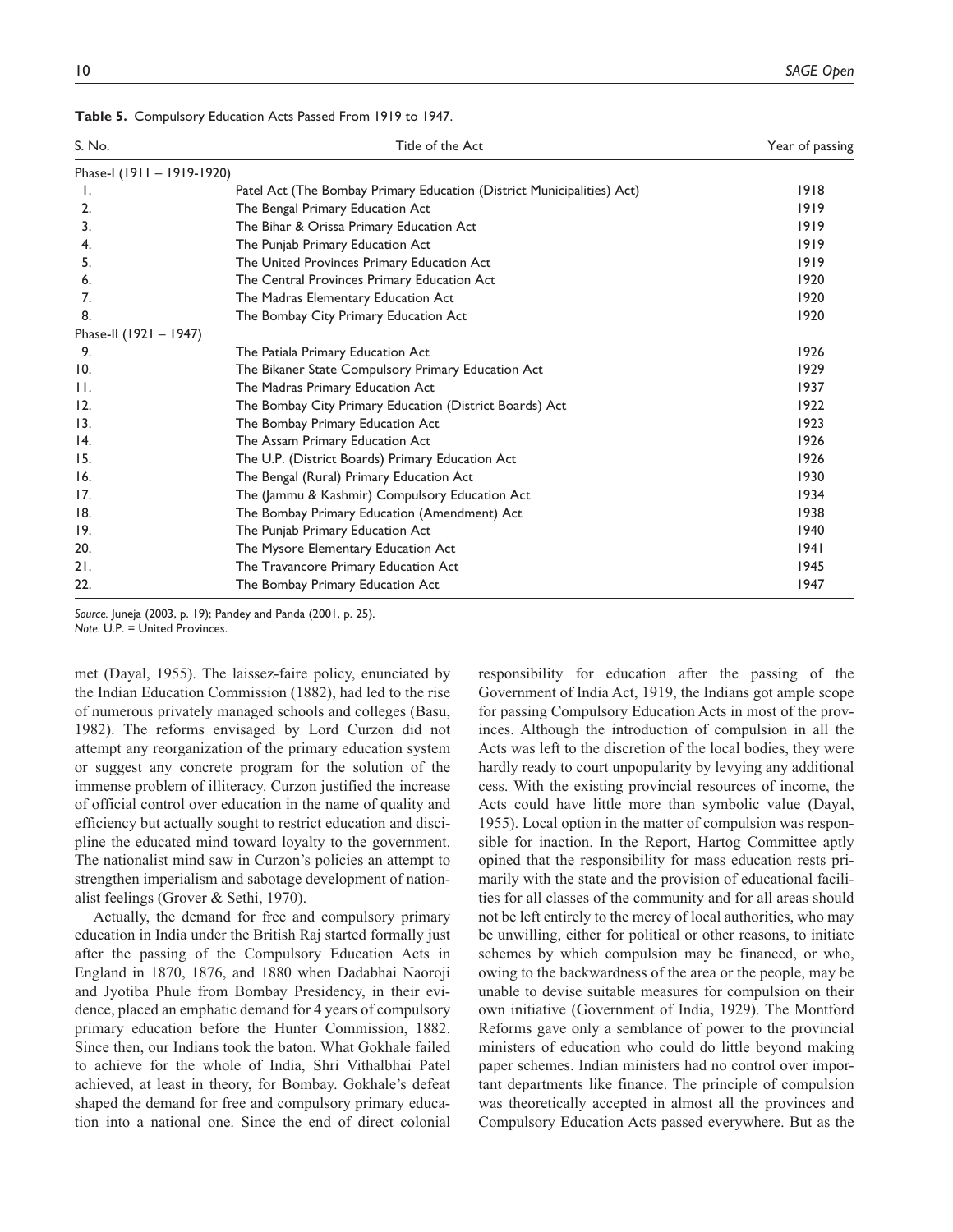**Table 5.** Compulsory Education Acts Passed From 1919 to 1947.

| S. No. | Title of the Act | Year of passing |
|---|---|---|
| Phase-I (1911 – 1919-1920) | | |
| 1. | Patel Act (The Bombay Primary Education (District Municipalities) Act) | 1918 |
| 2. | The Bengal Primary Education Act | 1919 |
| 3. | The Bihar & Orissa Primary Education Act | 1919 |
| 4. | The Punjab Primary Education Act | 1919 |
| 5. | The United Provinces Primary Education Act | 1919 |
| 6. | The Central Provinces Primary Education Act | 1920 |
| 7. | The Madras Elementary Education Act | 1920 |
| 8. | The Bombay City Primary Education Act | 1920 |
| Phase-II (1921 – 1947) | | |
| 9. | The Patiala Primary Education Act | 1926 |
| 10. | The Bikaner State Compulsory Primary Education Act | 1929 |
| 11. | The Madras Primary Education Act | 1937 |
| 12. | The Bombay City Primary Education (District Boards) Act | 1922 |
| 13. | The Bombay Primary Education Act | 1923 |
| 14. | The Assam Primary Education Act | 1926 |
| 15. | The U.P. (District Boards) Primary Education Act | 1926 |
| 16. | The Bengal (Rural) Primary Education Act | 1930 |
| 17. | The (Jammu & Kashmir) Compulsory Education Act | 1934 |
| 18. | The Bombay Primary Education (Amendment) Act | 1938 |
| 19. | The Punjab Primary Education Act | 1940 |
| 20. | The Mysore Elementary Education Act | 1941 |
| 21. | The Travancore Primary Education Act | 1945 |
| 22. | The Bombay Primary Education Act | 1947 |

*Source.* Juneja (2003, p. 19); Pandey and Panda (2001, p. 25).
*Note.* U.P. = United Provinces.

met (Dayal, 1955). The laissez-faire policy, enunciated by the Indian Education Commission (1882), had led to the rise of numerous privately managed schools and colleges (Basu, 1982). The reforms envisaged by Lord Curzon did not attempt any reorganization of the primary education system or suggest any concrete program for the solution of the immense problem of illiteracy. Curzon justified the increase of official control over education in the name of quality and efficiency but actually sought to restrict education and discipline the educated mind toward loyalty to the government. The nationalist mind saw in Curzon's policies an attempt to strengthen imperialism and sabotage development of nationalist feelings (Grover & Sethi, 1970).

Actually, the demand for free and compulsory primary education in India under the British Raj started formally just after the passing of the Compulsory Education Acts in England in 1870, 1876, and 1880 when Dadabhai Naoroji and Jyotiba Phule from Bombay Presidency, in their evidence, placed an emphatic demand for 4 years of compulsory primary education before the Hunter Commission, 1882. Since then, our Indians took the baton. What Gokhale failed to achieve for the whole of India, Shri Vithalbhai Patel achieved, at least in theory, for Bombay. Gokhale's defeat shaped the demand for free and compulsory primary education into a national one. Since the end of direct colonial responsibility for education after the passing of the Government of India Act, 1919, the Indians got ample scope for passing Compulsory Education Acts in most of the provinces. Although the introduction of compulsion in all the Acts was left to the discretion of the local bodies, they were hardly ready to court unpopularity by levying any additional cess. With the existing provincial resources of income, the Acts could have little more than symbolic value (Dayal, 1955). Local option in the matter of compulsion was responsible for inaction. In the Report, Hartog Committee aptly opined that the responsibility for mass education rests primarily with the state and the provision of educational facilities for all classes of the community and for all areas should not be left entirely to the mercy of local authorities, who may be unwilling, either for political or other reasons, to initiate schemes by which compulsion may be financed, or who, owing to the backwardness of the area or the people, may be unable to devise suitable measures for compulsion on their own initiative (Government of India, 1929). The Montford Reforms gave only a semblance of power to the provincial ministers of education who could do little beyond making paper schemes. Indian ministers had no control over important departments like finance. The principle of compulsion was theoretically accepted in almost all the provinces and Compulsory Education Acts passed everywhere. But as the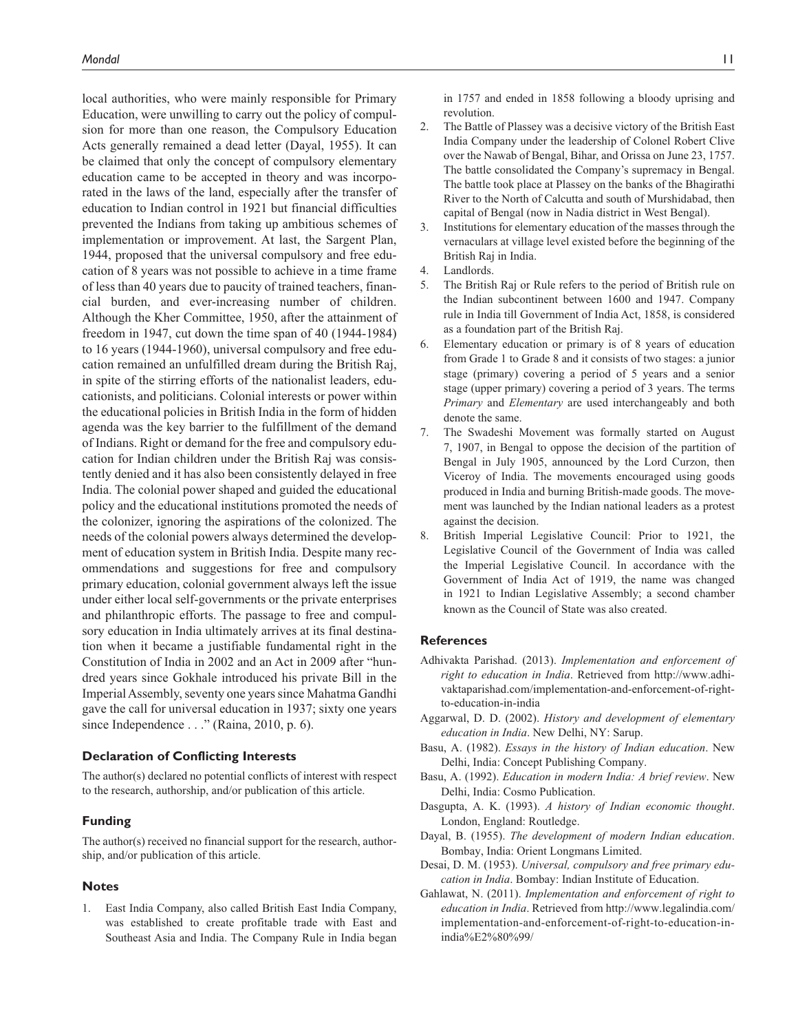local authorities, who were mainly responsible for Primary Education, were unwilling to carry out the policy of compulsion for more than one reason, the Compulsory Education Acts generally remained a dead letter (Dayal, 1955). It can be claimed that only the concept of compulsory elementary education came to be accepted in theory and was incorporated in the laws of the land, especially after the transfer of education to Indian control in 1921 but financial difficulties prevented the Indians from taking up ambitious schemes of implementation or improvement. At last, the Sargent Plan, 1944, proposed that the universal compulsory and free education of 8 years was not possible to achieve in a time frame of less than 40 years due to paucity of trained teachers, financial burden, and ever-increasing number of children. Although the Kher Committee, 1950, after the attainment of freedom in 1947, cut down the time span of 40 (1944-1984) to 16 years (1944-1960), universal compulsory and free education remained an unfulfilled dream during the British Raj, in spite of the stirring efforts of the nationalist leaders, educationists, and politicians. Colonial interests or power within the educational policies in British India in the form of hidden agenda was the key barrier to the fulfillment of the demand of Indians. Right or demand for the free and compulsory education for Indian children under the British Raj was consistently denied and it has also been consistently delayed in free India. The colonial power shaped and guided the educational policy and the educational institutions promoted the needs of the colonizer, ignoring the aspirations of the colonized. The needs of the colonial powers always determined the development of education system in British India. Despite many recommendations and suggestions for free and compulsory primary education, colonial government always left the issue under either local self-governments or the private enterprises and philanthropic efforts. The passage to free and compulsory education in India ultimately arrives at its final destination when it became a justifiable fundamental right in the Constitution of India in 2002 and an Act in 2009 after "hundred years since Gokhale introduced his private Bill in the Imperial Assembly, seventy one years since Mahatma Gandhi gave the call for universal education in 1937; sixty one years since Independence . . ." (Raina, 2010, p. 6).

### Declaration of Conflicting Interests

The author(s) declared no potential conflicts of interest with respect to the research, authorship, and/or publication of this article.

### Funding

The author(s) received no financial support for the research, authorship, and/or publication of this article.

### Notes

1. East India Company, also called British East India Company, was established to create profitable trade with East and Southeast Asia and India. The Company Rule in India began in 1757 and ended in 1858 following a bloody uprising and revolution.
2. The Battle of Plassey was a decisive victory of the British East India Company under the leadership of Colonel Robert Clive over the Nawab of Bengal, Bihar, and Orissa on June 23, 1757. The battle consolidated the Company's supremacy in Bengal. The battle took place at Plassey on the banks of the Bhagirathi River to the North of Calcutta and south of Murshidabad, then capital of Bengal (now in Nadia district in West Bengal).
3. Institutions for elementary education of the masses through the vernaculars at village level existed before the beginning of the British Raj in India.
4. Landlords.
5. The British Raj or Rule refers to the period of British rule on the Indian subcontinent between 1600 and 1947. Company rule in India till Government of India Act, 1858, is considered as a foundation part of the British Raj.
6. Elementary education or primary is of 8 years of education from Grade 1 to Grade 8 and it consists of two stages: a junior stage (primary) covering a period of 5 years and a senior stage (upper primary) covering a period of 3 years. The terms *Primary* and *Elementary* are used interchangeably and both denote the same.
7. The Swadeshi Movement was formally started on August 7, 1907, in Bengal to oppose the decision of the partition of Bengal in July 1905, announced by the Lord Curzon, then Viceroy of India. The movements encouraged using goods produced in India and burning British-made goods. The movement was launched by the Indian national leaders as a protest against the decision.
8. British Imperial Legislative Council: Prior to 1921, the Legislative Council of the Government of India was called the Imperial Legislative Council. In accordance with the Government of India Act of 1919, the name was changed in 1921 to Indian Legislative Assembly; a second chamber known as the Council of State was also created.

### References

Adhivakta Parishad. (2013). *Implementation and enforcement of right to education in India*. Retrieved from http://www.adhivaktaparishad.com/implementation-and-enforcement-of-right-to-education-in-india

Aggarwal, D. D. (2002). *History and development of elementary education in India*. New Delhi, NY: Sarup.

Basu, A. (1982). *Essays in the history of Indian education*. New Delhi, India: Concept Publishing Company.

Basu, A. (1992). *Education in modern India: A brief review*. New Delhi, India: Cosmo Publication.

Dasgupta, A. K. (1993). *A history of Indian economic thought*. London, England: Routledge.

Dayal, B. (1955). *The development of modern Indian education*. Bombay, India: Orient Longmans Limited.

Desai, D. M. (1953). *Universal, compulsory and free primary education in India*. Bombay: Indian Institute of Education.

Gahlawat, N. (2011). *Implementation and enforcement of right to education in India*. Retrieved from http://www.legalindia.com/implementation-and-enforcement-of-right-to-education-in-india%E2%80%99/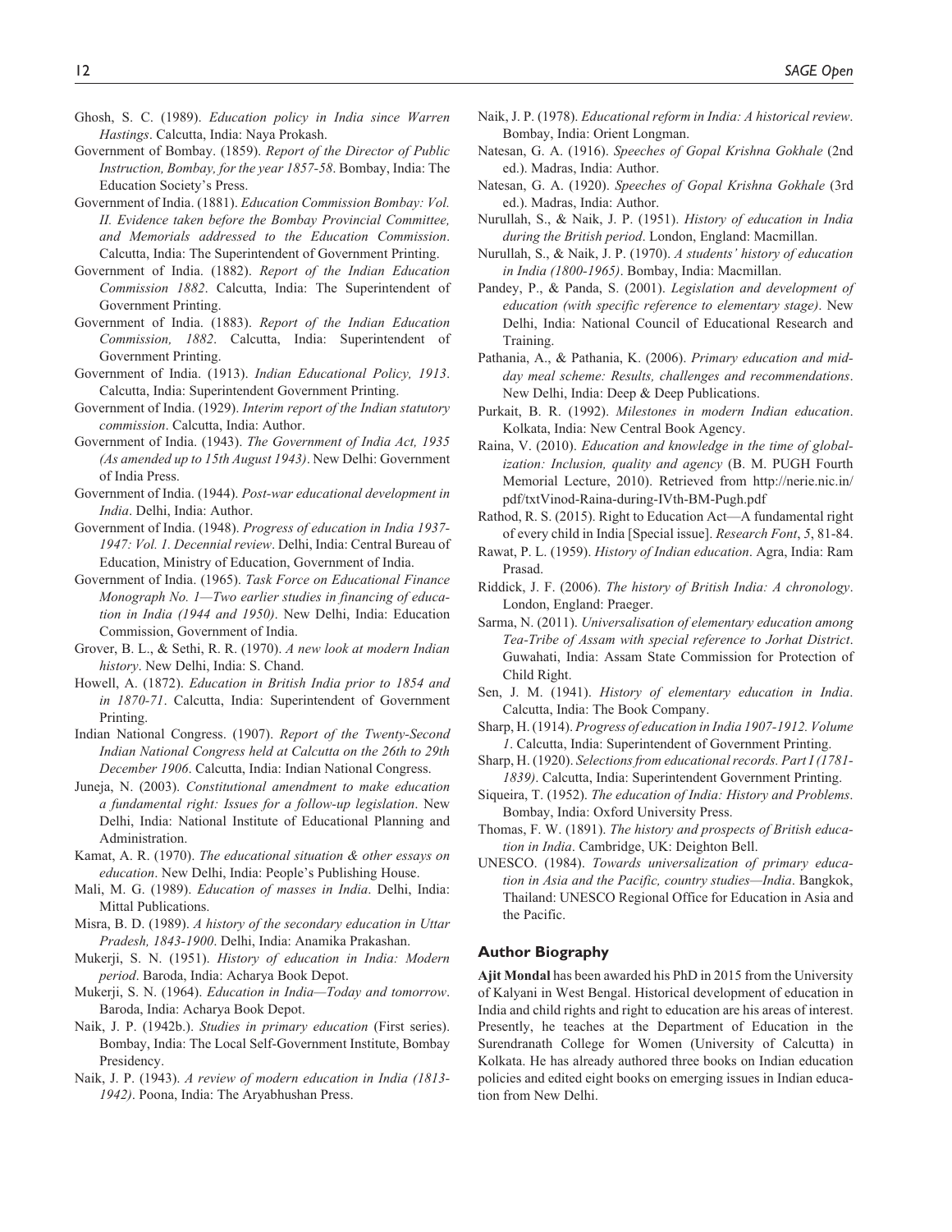Ghosh, S. C. (1989). *Education policy in India since Warren Hastings*. Calcutta, India: Naya Prokash.

Government of Bombay. (1859). *Report of the Director of Public Instruction, Bombay, for the year 1857-58*. Bombay, India: The Education Society's Press.

Government of India. (1881). *Education Commission Bombay: Vol. II. Evidence taken before the Bombay Provincial Committee, and Memorials addressed to the Education Commission*. Calcutta, India: The Superintendent of Government Printing.

Government of India. (1882). *Report of the Indian Education Commission 1882*. Calcutta, India: The Superintendent of Government Printing.

Government of India. (1883). *Report of the Indian Education Commission, 1882*. Calcutta, India: Superintendent of Government Printing.

Government of India. (1913). *Indian Educational Policy, 1913*. Calcutta, India: Superintendent Government Printing.

Government of India. (1929). *Interim report of the Indian statutory commission*. Calcutta, India: Author.

Government of India. (1943). *The Government of India Act, 1935 (As amended up to 15th August 1943)*. New Delhi: Government of India Press.

Government of India. (1944). *Post-war educational development in India*. Delhi, India: Author.

Government of India. (1948). *Progress of education in India 1937-1947: Vol. 1. Decennial review*. Delhi, India: Central Bureau of Education, Ministry of Education, Government of India.

Government of India. (1965). *Task Force on Educational Finance Monograph No. 1—Two earlier studies in financing of education in India (1944 and 1950)*. New Delhi, India: Education Commission, Government of India.

Grover, B. L., & Sethi, R. R. (1970). *A new look at modern Indian history*. New Delhi, India: S. Chand.

Howell, A. (1872). *Education in British India prior to 1854 and in 1870-71*. Calcutta, India: Superintendent of Government Printing.

Indian National Congress. (1907). *Report of the Twenty-Second Indian National Congress held at Calcutta on the 26th to 29th December 1906*. Calcutta, India: Indian National Congress.

Juneja, N. (2003). *Constitutional amendment to make education a fundamental right: Issues for a follow-up legislation*. New Delhi, India: National Institute of Educational Planning and Administration.

Kamat, A. R. (1970). *The educational situation & other essays on education*. New Delhi, India: People's Publishing House.

Mali, M. G. (1989). *Education of masses in India*. Delhi, India: Mittal Publications.

Misra, B. D. (1989). *A history of the secondary education in Uttar Pradesh, 1843-1900*. Delhi, India: Anamika Prakashan.

Mukerji, S. N. (1951). *History of education in India: Modern period*. Baroda, India: Acharya Book Depot.

Mukerji, S. N. (1964). *Education in India—Today and tomorrow*. Baroda, India: Acharya Book Depot.

Naik, J. P. (1942b.). *Studies in primary education* (First series). Bombay, India: The Local Self-Government Institute, Bombay Presidency.

Naik, J. P. (1943). *A review of modern education in India (1813-1942)*. Poona, India: The Aryabhushan Press.

Naik, J. P. (1978). *Educational reform in India: A historical review*. Bombay, India: Orient Longman.

Natesan, G. A. (1916). *Speeches of Gopal Krishna Gokhale* (2nd ed.). Madras, India: Author.

Natesan, G. A. (1920). *Speeches of Gopal Krishna Gokhale* (3rd ed.). Madras, India: Author.

Nurullah, S., & Naik, J. P. (1951). *History of education in India during the British period*. London, England: Macmillan.

Nurullah, S., & Naik, J. P. (1970). *A students' history of education in India (1800-1965)*. Bombay, India: Macmillan.

Pandey, P., & Panda, S. (2001). *Legislation and development of education (with specific reference to elementary stage)*. New Delhi, India: National Council of Educational Research and Training.

Pathania, A., & Pathania, K. (2006). *Primary education and mid-day meal scheme: Results, challenges and recommendations*. New Delhi, India: Deep & Deep Publications.

Purkait, B. R. (1992). *Milestones in modern Indian education*. Kolkata, India: New Central Book Agency.

Raina, V. (2010). *Education and knowledge in the time of globalization: Inclusion, quality and agency* (B. M. PUGH Fourth Memorial Lecture, 2010). Retrieved from http://nerie.nic.in/pdf/txtVinod-Raina-during-IVth-BM-Pugh.pdf

Rathod, R. S. (2015). Right to Education Act—A fundamental right of every child in India [Special issue]. *Research Font*, *5*, 81-84.

Rawat, P. L. (1959). *History of Indian education*. Agra, India: Ram Prasad.

Riddick, J. F. (2006). *The history of British India: A chronology*. London, England: Praeger.

Sarma, N. (2011). *Universalisation of elementary education among Tea-Tribe of Assam with special reference to Jorhat District*. Guwahati, India: Assam State Commission for Protection of Child Right.

Sen, J. M. (1941). *History of elementary education in India*. Calcutta, India: The Book Company.

Sharp, H. (1914). *Progress of education in India 1907-1912. Volume 1*. Calcutta, India: Superintendent of Government Printing.

Sharp, H. (1920). *Selections from educational records. Part I (1781-1839)*. Calcutta, India: Superintendent Government Printing.

Siqueira, T. (1952). *The education of India: History and Problems*. Bombay, India: Oxford University Press.

Thomas, F. W. (1891). *The history and prospects of British education in India*. Cambridge, UK: Deighton Bell.

UNESCO. (1984). *Towards universalization of primary education in Asia and the Pacific, country studies—India*. Bangkok, Thailand: UNESCO Regional Office for Education in Asia and the Pacific.

## Author Biography

**Ajit Mondal** has been awarded his PhD in 2015 from the University of Kalyani in West Bengal. Historical development of education in India and child rights and right to education are his areas of interest. Presently, he teaches at the Department of Education in the Surendranath College for Women (University of Calcutta) in Kolkata. He has already authored three books on Indian education policies and edited eight books on emerging issues in Indian education from New Delhi.